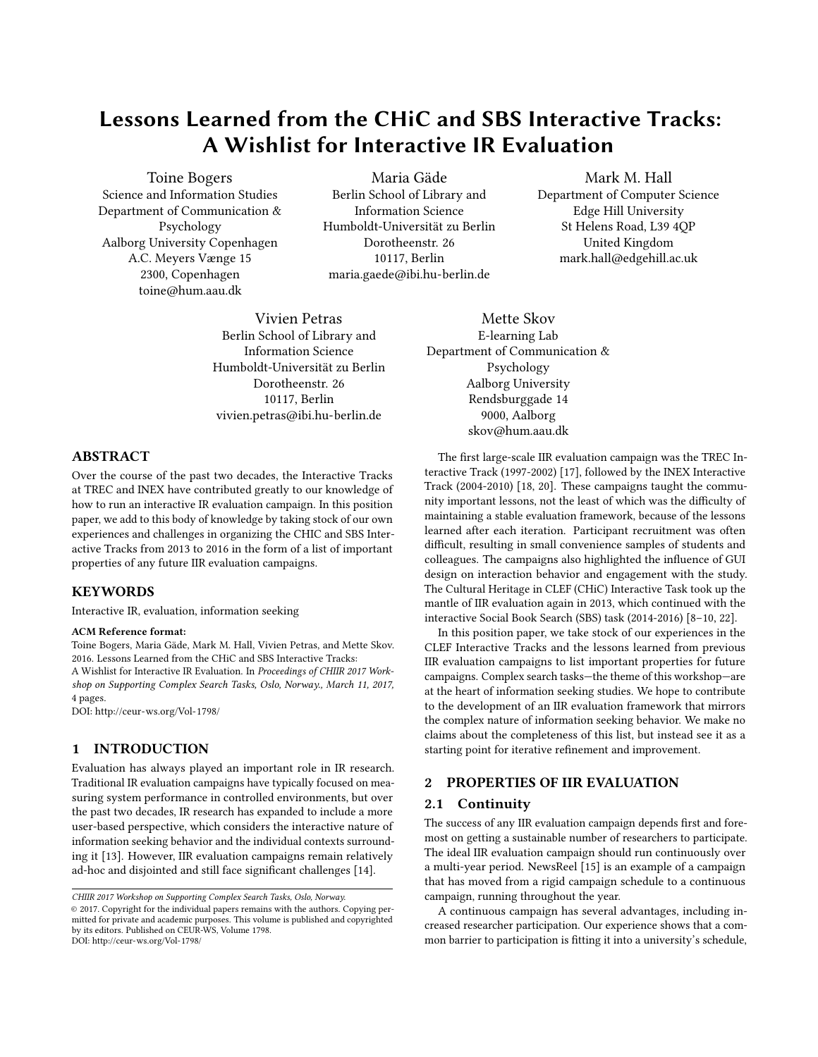# Lessons Learned from the CHiC and SBS Interactive Tracks: A Wishlist for Interactive IR Evaluation

Toine Bogers
Science and Information Studies
Department of Communication & Psychology
Aalborg University Copenhagen
A.C. Meyers Vænge 15
2300, Copenhagen
toine@hum.aau.dk

Maria Gäde
Berlin School of Library and Information Science
Humboldt-Universität zu Berlin
Dorotheenstr. 26
10117, Berlin
maria.gaede@ibi.hu-berlin.de

Mark M. Hall
Department of Computer Science
Edge Hill University
St Helens Road, L39 4QP
United Kingdom
mark.hall@edgehill.ac.uk

Vivien Petras
Berlin School of Library and Information Science
Humboldt-Universität zu Berlin
Dorotheenstr. 26
10117, Berlin
vivien.petras@ibi.hu-berlin.de

Mette Skov
E-learning Lab
Department of Communication & Psychology
Aalborg University
Rendsburggade 14
9000, Aalborg
skov@hum.aau.dk

## ABSTRACT

Over the course of the past two decades, the Interactive Tracks at TREC and INEX have contributed greatly to our knowledge of how to run an interactive IR evaluation campaign. In this position paper, we add to this body of knowledge by taking stock of our own experiences and challenges in organizing the CHIC and SBS Interactive Tracks from 2013 to 2016 in the form of a list of important properties of any future IIR evaluation campaigns.

## KEYWORDS

Interactive IR, evaluation, information seeking

**ACM Reference format:**
Toine Bogers, Maria Gäde, Mark M. Hall, Vivien Petras, and Mette Skov. 2016. Lessons Learned from the CHiC and SBS Interactive Tracks: A Wishlist for Interactive IR Evaluation. In *Proceedings of CHIIR 2017 Workshop on Supporting Complex Search Tasks, Oslo, Norway., March 11, 2017,* 4 pages.
DOI: http://ceur-ws.org/Vol-1798/

## 1 INTRODUCTION

Evaluation has always played an important role in IR research. Traditional IR evaluation campaigns have typically focused on measuring system performance in controlled environments, but over the past two decades, IR research has expanded to include a more user-based perspective, which considers the interactive nature of information seeking behavior and the individual contexts surrounding it [13]. However, IIR evaluation campaigns remain relatively ad-hoc and disjointed and still face significant challenges [14].

*CHIIR 2017 Workshop on Supporting Complex Search Tasks, Oslo, Norway.*
© 2017. Copyright for the individual papers remains with the authors. Copying permitted for private and academic purposes. This volume is published and copyrighted by its editors. Published on CEUR-WS, Volume 1798.
DOI: http://ceur-ws.org/Vol-1798/

The first large-scale IIR evaluation campaign was the TREC Interactive Track (1997-2002) [17], followed by the INEX Interactive Track (2004-2010) [18, 20]. These campaigns taught the community important lessons, not the least of which was the difficulty of maintaining a stable evaluation framework, because of the lessons learned after each iteration. Participant recruitment was often difficult, resulting in small convenience samples of students and colleagues. The campaigns also highlighted the influence of GUI design on interaction behavior and engagement with the study. The Cultural Heritage in CLEF (CHiC) Interactive Task took up the mantle of IIR evaluation again in 2013, which continued with the interactive Social Book Search (SBS) task (2014-2016) [8–10, 22].

In this position paper, we take stock of our experiences in the CLEF Interactive Tracks and the lessons learned from previous IIR evaluation campaigns to list important properties for future campaigns. Complex search tasks—the theme of this workshop—are at the heart of information seeking studies. We hope to contribute to the development of an IIR evaluation framework that mirrors the complex nature of information seeking behavior. We make no claims about the completeness of this list, but instead see it as a starting point for iterative refinement and improvement.

## 2 PROPERTIES OF IIR EVALUATION

### 2.1 Continuity

The success of any IIR evaluation campaign depends first and foremost on getting a sustainable number of researchers to participate. The ideal IIR evaluation campaign should run continuously over a multi-year period. NewsReel [15] is an example of a campaign that has moved from a rigid campaign schedule to a continuous campaign, running throughout the year.

A continuous campaign has several advantages, including increased researcher participation. Our experience shows that a common barrier to participation is fitting it into a university's schedule,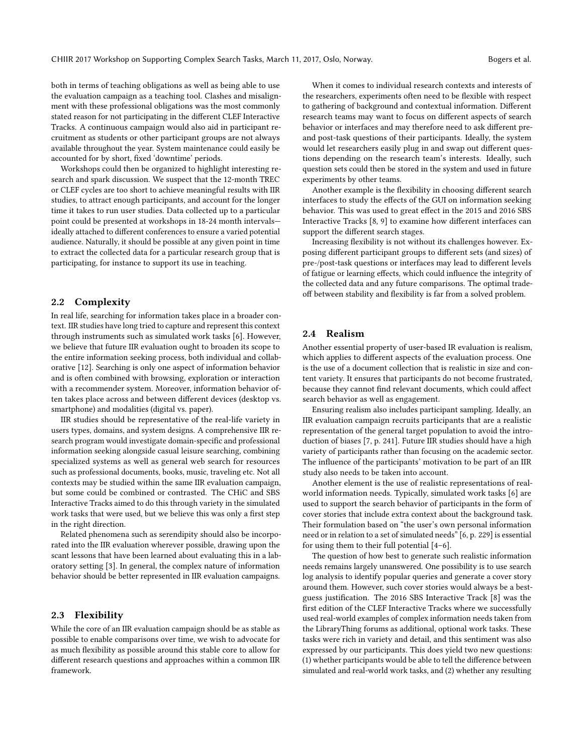both in terms of teaching obligations as well as being able to use the evaluation campaign as a teaching tool. Clashes and misalignment with these professional obligations was the most commonly stated reason for not participating in the different CLEF Interactive Tracks. A continuous campaign would also aid in participant recruitment as students or other participant groups are not always available throughout the year. System maintenance could easily be accounted for by short, fixed 'downtime' periods.

Workshops could then be organized to highlight interesting research and spark discussion. We suspect that the 12-month TREC or CLEF cycles are too short to achieve meaningful results with IIR studies, to attract enough participants, and account for the longer time it takes to run user studies. Data collected up to a particular point could be presented at workshops in 18-24 month intervals—ideally attached to different conferences to ensure a varied potential audience. Naturally, it should be possible at any given point in time to extract the collected data for a particular research group that is participating, for instance to support its use in teaching.

## 2.2 Complexity

In real life, searching for information takes place in a broader context. IIR studies have long tried to capture and represent this context through instruments such as simulated work tasks [6]. However, we believe that future IIR evaluation ought to broaden its scope to the entire information seeking process, both individual and collaborative [12]. Searching is only one aspect of information behavior and is often combined with browsing, exploration or interaction with a recommender system. Moreover, information behavior often takes place across and between different devices (desktop vs. smartphone) and modalities (digital vs. paper).

IIR studies should be representative of the real-life variety in users types, domains, and system designs. A comprehensive IIR research program would investigate domain-specific and professional information seeking alongside casual leisure searching, combining specialized systems as well as general web search for resources such as professional documents, books, music, traveling etc. Not all contexts may be studied within the same IIR evaluation campaign, but some could be combined or contrasted. The CHiC and SBS Interactive Tracks aimed to do this through variety in the simulated work tasks that were used, but we believe this was only a first step in the right direction.

Related phenomena such as serendipity should also be incorporated into the IIR evaluation wherever possible, drawing upon the scant lessons that have been learned about evaluating this in a laboratory setting [3]. In general, the complex nature of information behavior should be better represented in IIR evaluation campaigns.

## 2.3 Flexibility

While the core of an IIR evaluation campaign should be as stable as possible to enable comparisons over time, we wish to advocate for as much flexibility as possible around this stable core to allow for different research questions and approaches within a common IIR framework.

When it comes to individual research contexts and interests of the researchers, experiments often need to be flexible with respect to gathering of background and contextual information. Different research teams may want to focus on different aspects of search behavior or interfaces and may therefore need to ask different pre- and post-task questions of their participants. Ideally, the system would let researchers easily plug in and swap out different questions depending on the research team's interests. Ideally, such question sets could then be stored in the system and used in future experiments by other teams.

Another example is the flexibility in choosing different search interfaces to study the effects of the GUI on information seeking behavior. This was used to great effect in the 2015 and 2016 SBS Interactive Tracks [8, 9] to examine how different interfaces can support the different search stages.

Increasing flexibility is not without its challenges however. Exposing different participant groups to different sets (and sizes) of pre-/post-task questions or interfaces may lead to different levels of fatigue or learning effects, which could influence the integrity of the collected data and any future comparisons. The optimal trade-off between stability and flexibility is far from a solved problem.

## 2.4 Realism

Another essential property of user-based IR evaluation is realism, which applies to different aspects of the evaluation process. One is the use of a document collection that is realistic in size and content variety. It ensures that participants do not become frustrated, because they cannot find relevant documents, which could affect search behavior as well as engagement.

Ensuring realism also includes participant sampling. Ideally, an IIR evaluation campaign recruits participants that are a realistic representation of the general target population to avoid the introduction of biases [7, p. 241]. Future IIR studies should have a high variety of participants rather than focusing on the academic sector. The influence of the participants' motivation to be part of an IIR study also needs to be taken into account.

Another element is the use of realistic representations of real-world information needs. Typically, simulated work tasks [6] are used to support the search behavior of participants in the form of cover stories that include extra context about the background task. Their formulation based on "the user's own personal information need or in relation to a set of simulated needs" [6, p. 229] is essential for using them to their full potential [4–6].

The question of how best to generate such realistic information needs remains largely unanswered. One possibility is to use search log analysis to identify popular queries and generate a cover story around them. However, such cover stories would always be a best-guess justification. The 2016 SBS Interactive Track [8] was the first edition of the CLEF Interactive Tracks where we successfully used real-world examples of complex information needs taken from the LibraryThing forums as additional, optional work tasks. These tasks were rich in variety and detail, and this sentiment was also expressed by our participants. This does yield two new questions: (1) whether participants would be able to tell the difference between simulated and real-world work tasks, and (2) whether any resulting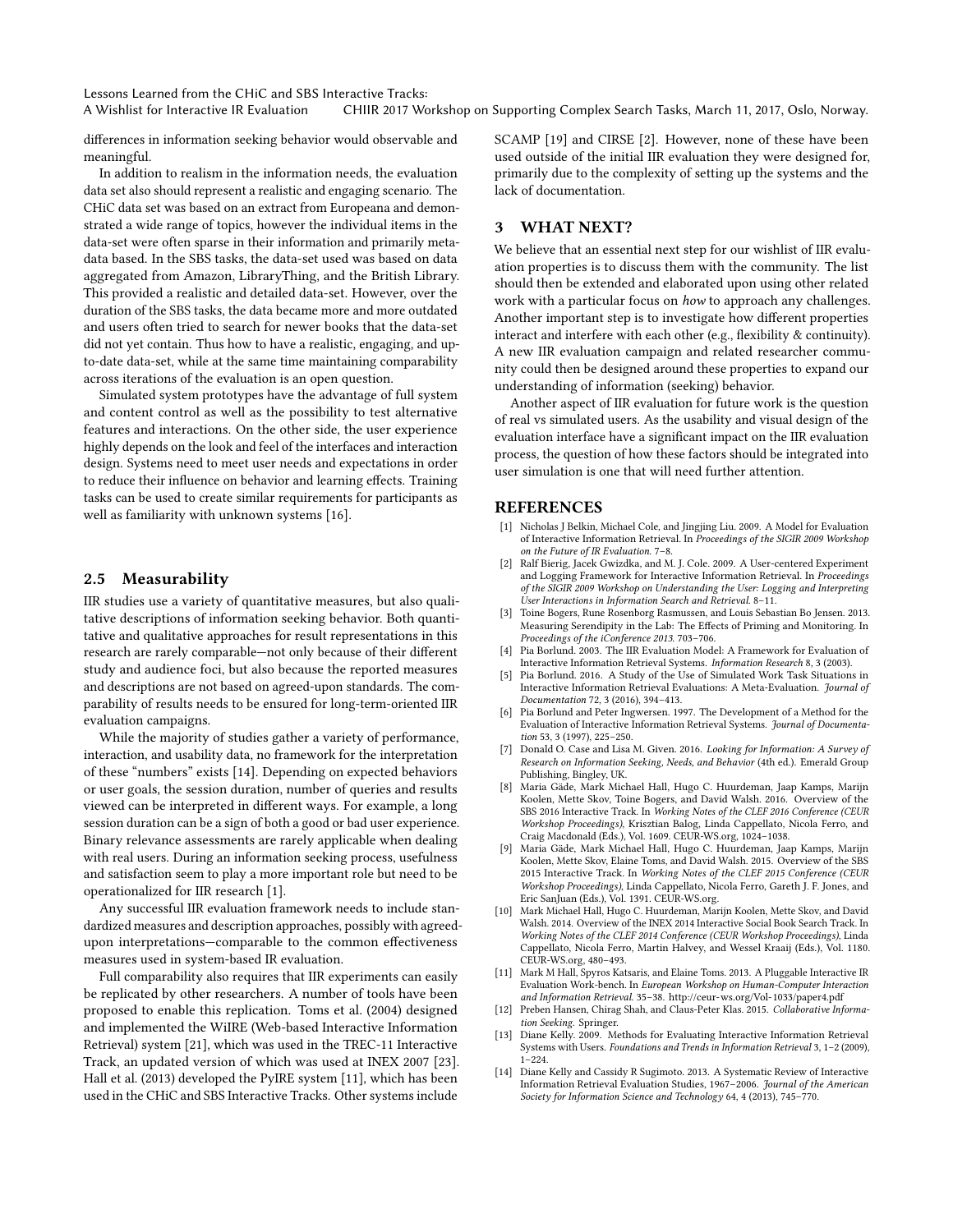differences in information seeking behavior would observable and meaningful.

In addition to realism in the information needs, the evaluation data set also should represent a realistic and engaging scenario. The CHiC data set was based on an extract from Europeana and demonstrated a wide range of topics, however the individual items in the data-set were often sparse in their information and primarily metadata based. In the SBS tasks, the data-set used was based on data aggregated from Amazon, LibraryThing, and the British Library. This provided a realistic and detailed data-set. However, over the duration of the SBS tasks, the data became more and more outdated and users often tried to search for newer books that the data-set did not yet contain. Thus how to have a realistic, engaging, and up-to-date data-set, while at the same time maintaining comparability across iterations of the evaluation is an open question.

Simulated system prototypes have the advantage of full system and content control as well as the possibility to test alternative features and interactions. On the other side, the user experience highly depends on the look and feel of the interfaces and interaction design. Systems need to meet user needs and expectations in order to reduce their influence on behavior and learning effects. Training tasks can be used to create similar requirements for participants as well as familiarity with unknown systems [16].

## 2.5 Measurability

IIR studies use a variety of quantitative measures, but also qualitative descriptions of information seeking behavior. Both quantitative and qualitative approaches for result representations in this research are rarely comparable—not only because of their different study and audience foci, but also because the reported measures and descriptions are not based on agreed-upon standards. The comparability of results needs to be ensured for long-term-oriented IIR evaluation campaigns.

While the majority of studies gather a variety of performance, interaction, and usability data, no framework for the interpretation of these "numbers" exists [14]. Depending on expected behaviors or user goals, the session duration, number of queries and results viewed can be interpreted in different ways. For example, a long session duration can be a sign of both a good or bad user experience. Binary relevance assessments are rarely applicable when dealing with real users. During an information seeking process, usefulness and satisfaction seem to play a more important role but need to be operationalized for IIR research [1].

Any successful IIR evaluation framework needs to include standardized measures and description approaches, possibly with agreed-upon interpretations—comparable to the common effectiveness measures used in system-based IR evaluation.

Full comparability also requires that IIR experiments can easily be replicated by other researchers. A number of tools have been proposed to enable this replication. Toms et al. (2004) designed and implemented the WiIRE (Web-based Interactive Information Retrieval) system [21], which was used in the TREC-11 Interactive Track, an updated version of which was used at INEX 2007 [23]. Hall et al. (2013) developed the PyIRE system [11], which has been used in the CHiC and SBS Interactive Tracks. Other systems include SCAMP [19] and CIRSE [2]. However, none of these have been used outside of the initial IIR evaluation they were designed for, primarily due to the complexity of setting up the systems and the lack of documentation.

# 3 WHAT NEXT?

We believe that an essential next step for our wishlist of IIR evaluation properties is to discuss them with the community. The list should then be extended and elaborated upon using other related work with a particular focus on *how* to approach any challenges. Another important step is to investigate how different properties interact and interfere with each other (e.g., flexibility & continuity). A new IIR evaluation campaign and related researcher community could then be designed around these properties to expand our understanding of information (seeking) behavior.

Another aspect of IIR evaluation for future work is the question of real vs simulated users. As the usability and visual design of the evaluation interface have a significant impact on the IIR evaluation process, the question of how these factors should be integrated into user simulation is one that will need further attention.

# REFERENCES

- [1] Nicholas J Belkin, Michael Cole, and Jingjing Liu. 2009. A Model for Evaluation of Interactive Information Retrieval. In *Proceedings of the SIGIR 2009 Workshop on the Future of IR Evaluation*. 7–8.
- [2] Ralf Bierig, Jacek Gwizdka, and M. J. Cole. 2009. A User-centered Experiment and Logging Framework for Interactive Information Retrieval. In *Proceedings of the SIGIR 2009 Workshop on Understanding the User: Logging and Interpreting User Interactions in Information Search and Retrieval*. 8–11.
- [3] Toine Bogers, Rune Rosenborg Rasmussen, and Louis Sebastian Bo Jensen. 2013. Measuring Serendipity in the Lab: The Effects of Priming and Monitoring. In *Proceedings of the iConference 2013*. 703–706.
- [4] Pia Borlund. 2003. The IIR Evaluation Model: A Framework for Evaluation of Interactive Information Retrieval Systems. *Information Research* 8, 3 (2003).
- [5] Pia Borlund. 2016. A Study of the Use of Simulated Work Task Situations in Interactive Information Retrieval Evaluations: A Meta-Evaluation. *Journal of Documentation* 72, 3 (2016), 394–413.
- [6] Pia Borlund and Peter Ingwersen. 1997. The Development of a Method for the Evaluation of Interactive Information Retrieval Systems. *Journal of Documentation* 53, 3 (1997), 225–250.
- [7] Donald O. Case and Lisa M. Given. 2016. *Looking for Information: A Survey of Research on Information Seeking, Needs, and Behavior* (4th ed.). Emerald Group Publishing, Bingley, UK.
- [8] Maria Gäde, Mark Michael Hall, Hugo C. Huurdeman, Jaap Kamps, Marijn Koolen, Mette Skov, Toine Bogers, and David Walsh. 2016. Overview of the SBS 2016 Interactive Track. In *Working Notes of the CLEF 2016 Conference (CEUR Workshop Proceedings)*, Krisztian Balog, Linda Cappellato, Nicola Ferro, and Craig Macdonald (Eds.), Vol. 1609. CEUR-WS.org, 1024–1038.
- [9] Maria Gäde, Mark Michael Hall, Hugo C. Huurdeman, Jaap Kamps, Marijn Koolen, Mette Skov, Elaine Toms, and David Walsh. 2015. Overview of the SBS 2015 Interactive Track. In *Working Notes of the CLEF 2015 Conference (CEUR Workshop Proceedings)*, Linda Cappellato, Nicola Ferro, Gareth J. F. Jones, and Eric SanJuan (Eds.), Vol. 1391. CEUR-WS.org.
- [10] Mark Michael Hall, Hugo C. Huurdeman, Marijn Koolen, Mette Skov, and David Walsh. 2014. Overview of the INEX 2014 Interactive Social Book Search Track. In *Working Notes of the CLEF 2014 Conference (CEUR Workshop Proceedings)*, Linda Cappellato, Nicola Ferro, Martin Halvey, and Wessel Kraaij (Eds.), Vol. 1180. CEUR-WS.org, 480–493.
- [11] Mark M Hall, Spyros Katsaris, and Elaine Toms. 2013. A Pluggable Interactive IR Evaluation Work-bench. In *European Workshop on Human-Computer Interaction and Information Retrieval*. 35–38. http://ceur-ws.org/Vol-1033/paper4.pdf
- [12] Preben Hansen, Chirag Shah, and Claus-Peter Klas. 2015. *Collaborative Information Seeking*. Springer.
- [13] Diane Kelly. 2009. Methods for Evaluating Interactive Information Retrieval Systems with Users. *Foundations and Trends in Information Retrieval* 3, 1–2 (2009), 1–224.
- [14] Diane Kelly and Cassidy R Sugimoto. 2013. A Systematic Review of Interactive Information Retrieval Evaluation Studies, 1967–2006. *Journal of the American Society for Information Science and Technology* 64, 4 (2013), 745–770.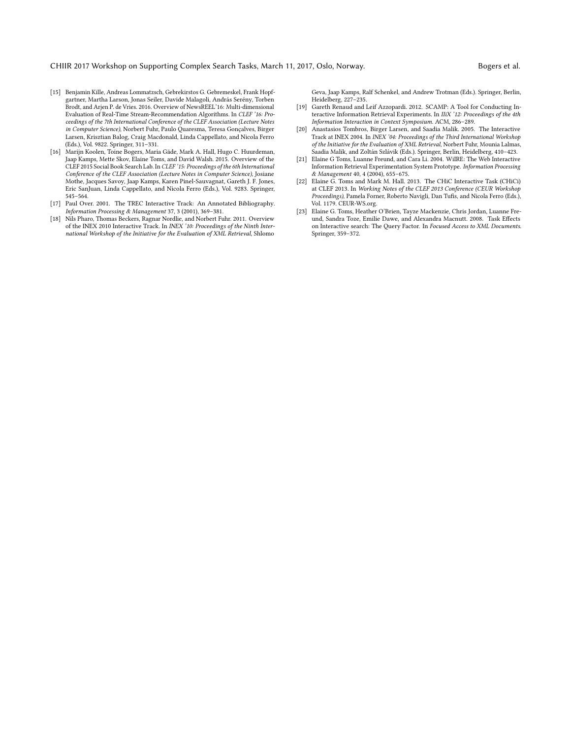[15] Benjamin Kille, Andreas Lommatzsch, Gebrekirstos G. Gebremeskel, Frank Hopfgartner, Martha Larson, Jonas Seiler, Davide Malagoli, András Serény, Torben Brodt, and Arjen P. de Vries. 2016. Overview of NewsREEL'16: Multi-dimensional Evaluation of Real-Time Stream-Recommendation Algorithms. In *CLEF '16: Proceedings of the 7th International Conference of the CLEF Association (Lecture Notes in Computer Science)*, Norbert Fuhr, Paulo Quaresma, Teresa Gonçalves, Birger Larsen, Krisztian Balog, Craig Macdonald, Linda Cappellato, and Nicola Ferro (Eds.), Vol. 9822. Springer, 311–331.

[16] Marijn Koolen, Toine Bogers, Maria Gäde, Mark A. Hall, Hugo C. Huurdeman, Jaap Kamps, Mette Skov, Elaine Toms, and David Walsh. 2015. Overview of the CLEF 2015 Social Book Search Lab. In *CLEF '15: Proceedings of the 6th International Conference of the CLEF Association (Lecture Notes in Computer Science)*, Josiane Mothe, Jacques Savoy, Jaap Kamps, Karen Pinel-Sauvagnat, Gareth J. F. Jones, Eric SanJuan, Linda Cappellato, and Nicola Ferro (Eds.), Vol. 9283. Springer, 545–564.

[17] Paul Over. 2001. The TREC Interactive Track: An Annotated Bibliography. *Information Processing & Management* 37, 3 (2001), 369–381.

[18] Nils Pharo, Thomas Beckers, Ragnar Nordlie, and Norbert Fuhr. 2011. Overview of the INEX 2010 Interactive Track. In *INEX '10: Proceedings of the Ninth International Workshop of the Initiative for the Evaluation of XML Retrieval*, Shlomo Geva, Jaap Kamps, Ralf Schenkel, and Andrew Trotman (Eds.). Springer, Berlin, Heidelberg, 227–235.

[19] Gareth Renaud and Leif Azzopardi. 2012. SCAMP: A Tool for Conducting Interactive Information Retrieval Experiments. In *IIiX '12: Proceedings of the 4th Information Interaction in Context Symposium*. ACM, 286–289.

[20] Anastasios Tombros, Birger Larsen, and Saadia Malik. 2005. The Interactive Track at INEX 2004. In *INEX '04: Proceedings of the Third International Workshop of the Initiative for the Evaluation of XML Retrieval*, Norbert Fuhr, Mounia Lalmas, Saadia Malik, and Zoltán Szlávik (Eds.). Springer, Berlin, Heidelberg, 410–423.

[21] Elaine G Toms, Luanne Freund, and Cara Li. 2004. WiIRE: The Web Interactive Information Retrieval Experimentation System Prototype. *Information Processing & Management* 40, 4 (2004), 655–675.

[22] Elaine G. Toms and Mark M. Hall. 2013. The CHiC Interactive Task (CHiCi) at CLEF 2013. In *Working Notes of the CLEF 2013 Conference (CEUR Workshop Proceedings)*, Pamela Forner, Roberto Navigli, Dan Tufis, and Nicola Ferro (Eds.), Vol. 1179. CEUR-WS.org.

[23] Elaine G. Toms, Heather O'Brien, Tayze Mackenzie, Chris Jordan, Luanne Freund, Sandra Toze, Emilie Dawe, and Alexandra Macnutt. 2008. Task Effects on Interactive search: The Query Factor. In *Focused Access to XML Documents*. Springer, 359–372.